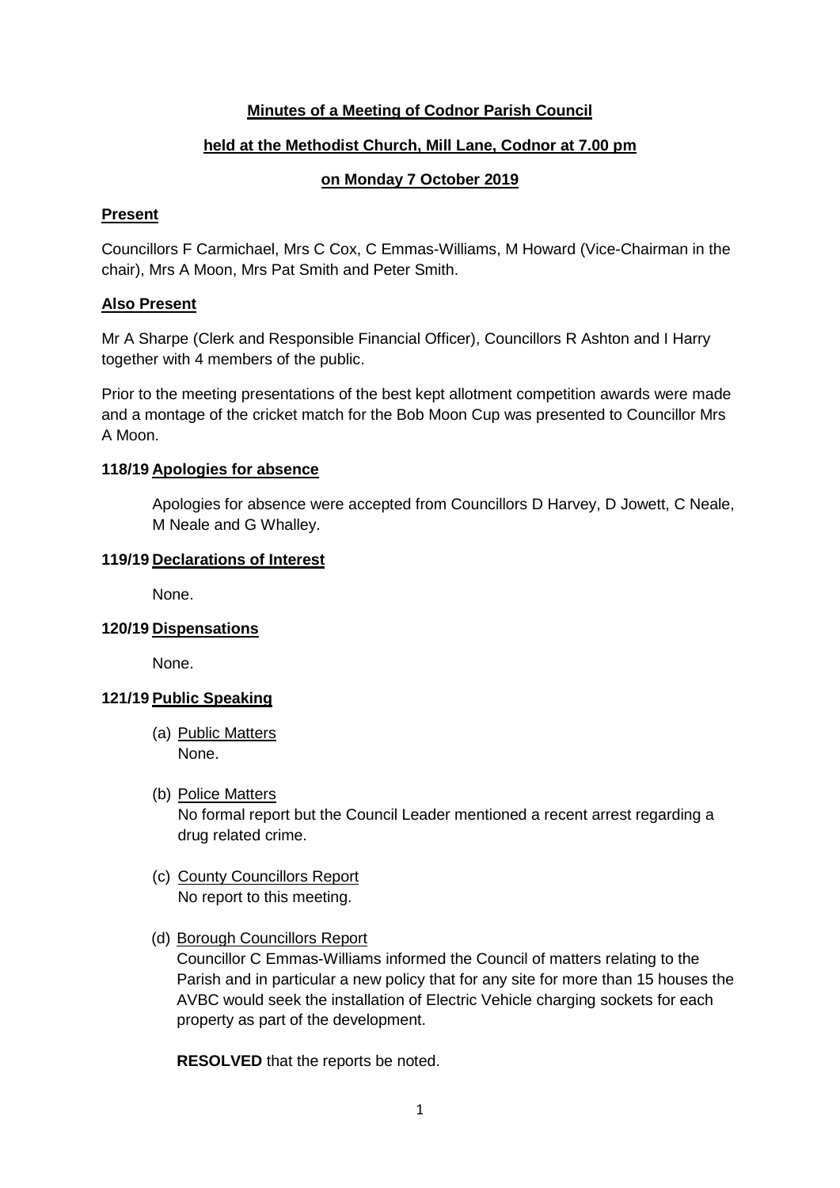# Minutes of a Meeting of Codnor Parish Council

## held at the Methodist Church, Mill Lane, Codnor at 7.00 pm

## on Monday 7 October 2019

### Present

Councillors F Carmichael, Mrs C Cox, C Emmas-Williams, M Howard (Vice-Chairman in the chair), Mrs A Moon, Mrs Pat Smith and Peter Smith.

### Also Present

Mr A Sharpe (Clerk and Responsible Financial Officer), Councillors R Ashton and I Harry together with 4 members of the public.

Prior to the meeting presentations of the best kept allotment competition awards were made and a montage of the cricket match for the Bob Moon Cup was presented to Councillor Mrs A Moon.

### 118/19 Apologies for absence

Apologies for absence were accepted from Councillors D Harvey, D Jowett, C Neale, M Neale and G Whalley.

### 119/19 Declarations of Interest

None.

### 120/19 Dispensations

None.

### 121/19 Public Speaking

(a) Public Matters
None.

(b) Police Matters
No formal report but the Council Leader mentioned a recent arrest regarding a drug related crime.

(c) County Councillors Report
No report to this meeting.

(d) Borough Councillors Report
Councillor C Emmas-Williams informed the Council of matters relating to the Parish and in particular a new policy that for any site for more than 15 houses the AVBC would seek the installation of Electric Vehicle charging sockets for each property as part of the development.

**RESOLVED** that the reports be noted.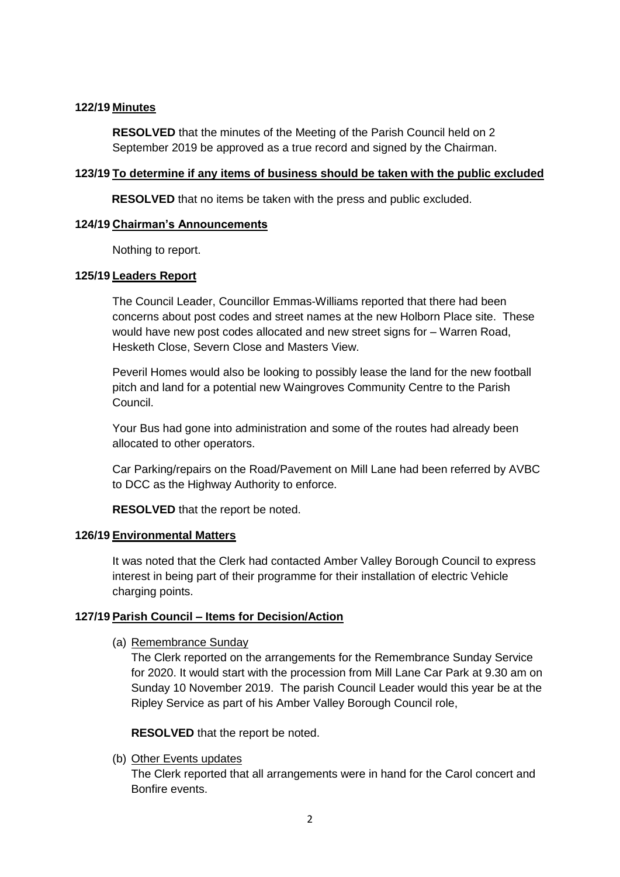**122/19 Minutes**

**RESOLVED** that the minutes of the Meeting of the Parish Council held on 2 September 2019 be approved as a true record and signed by the Chairman.

**123/19 To determine if any items of business should be taken with the public excluded**

**RESOLVED** that no items be taken with the press and public excluded.

**124/19 Chairman's Announcements**

Nothing to report.

**125/19 Leaders Report**

The Council Leader, Councillor Emmas-Williams reported that there had been concerns about post codes and street names at the new Holborn Place site. These would have new post codes allocated and new street signs for – Warren Road, Hesketh Close, Severn Close and Masters View.

Peveril Homes would also be looking to possibly lease the land for the new football pitch and land for a potential new Waingroves Community Centre to the Parish Council.

Your Bus had gone into administration and some of the routes had already been allocated to other operators.

Car Parking/repairs on the Road/Pavement on Mill Lane had been referred by AVBC to DCC as the Highway Authority to enforce.

**RESOLVED** that the report be noted.

**126/19 Environmental Matters**

It was noted that the Clerk had contacted Amber Valley Borough Council to express interest in being part of their programme for their installation of electric Vehicle charging points.

**127/19 Parish Council – Items for Decision/Action**

(a) Remembrance Sunday

The Clerk reported on the arrangements for the Remembrance Sunday Service for 2020. It would start with the procession from Mill Lane Car Park at 9.30 am on Sunday 10 November 2019. The parish Council Leader would this year be at the Ripley Service as part of his Amber Valley Borough Council role,

**RESOLVED** that the report be noted.

(b) Other Events updates

The Clerk reported that all arrangements were in hand for the Carol concert and Bonfire events.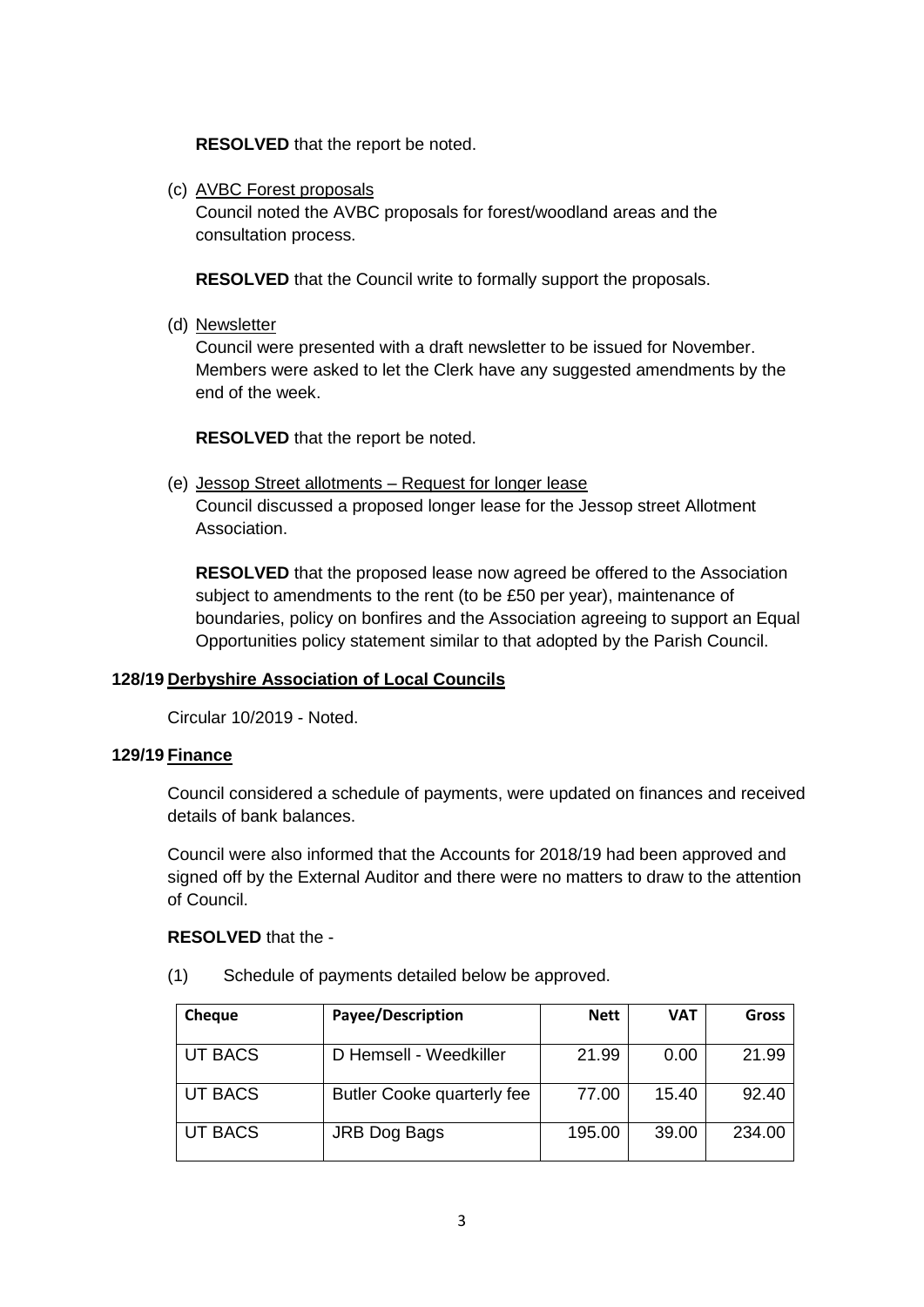**RESOLVED** that the report be noted.

(c) AVBC Forest proposals

Council noted the AVBC proposals for forest/woodland areas and the consultation process.

**RESOLVED** that the Council write to formally support the proposals.

(d) Newsletter

Council were presented with a draft newsletter to be issued for November. Members were asked to let the Clerk have any suggested amendments by the end of the week.

**RESOLVED** that the report be noted.

(e) Jessop Street allotments – Request for longer lease

Council discussed a proposed longer lease for the Jessop street Allotment Association.

**RESOLVED** that the proposed lease now agreed be offered to the Association subject to amendments to the rent (to be £50 per year), maintenance of boundaries, policy on bonfires and the Association agreeing to support an Equal Opportunities policy statement similar to that adopted by the Parish Council.

**128/19 Derbyshire Association of Local Councils**

Circular 10/2019 - Noted.

**129/19 Finance**

Council considered a schedule of payments, were updated on finances and received details of bank balances.

Council were also informed that the Accounts for 2018/19 had been approved and signed off by the External Auditor and there were no matters to draw to the attention of Council.

**RESOLVED** that the -

(1) Schedule of payments detailed below be approved.

| Cheque | Payee/Description | Nett | VAT | Gross |
|---|---|---|---|---|
| UT BACS | D Hemsell - Weedkiller | 21.99 | 0.00 | 21.99 |
| UT BACS | Butler Cooke quarterly fee | 77.00 | 15.40 | 92.40 |
| UT BACS | JRB Dog Bags | 195.00 | 39.00 | 234.00 |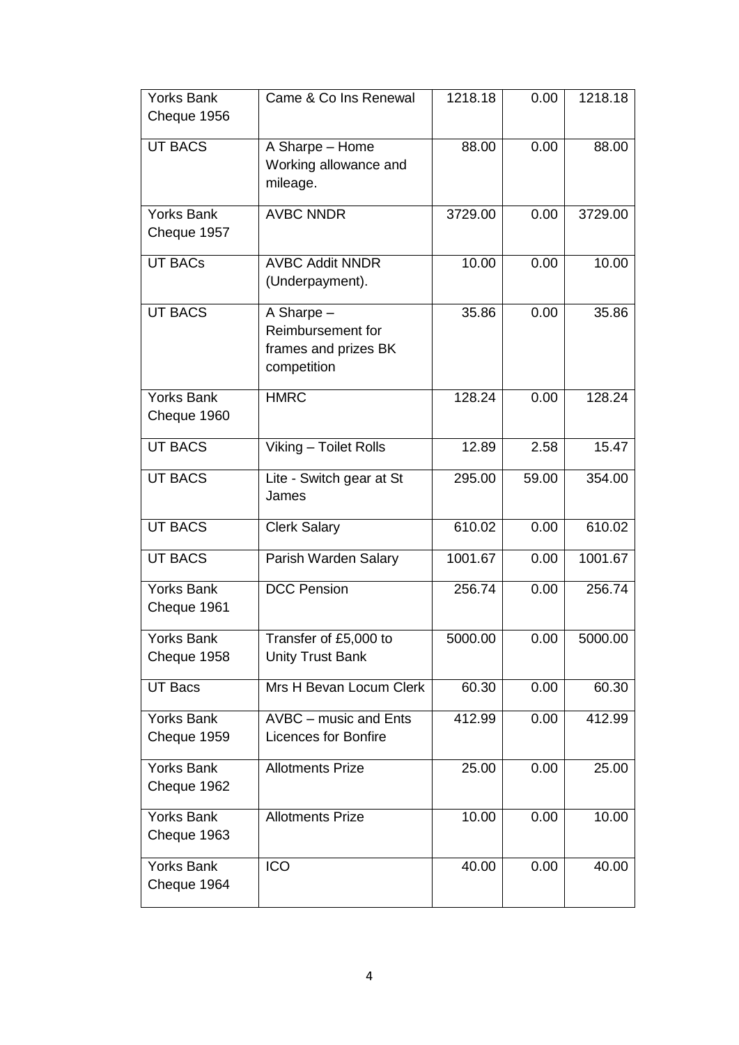| Yorks Bank Cheque 1956 | Came & Co Ins Renewal | 1218.18 | 0.00 | 1218.18 |
|---|---|---|---|---|
| UT BACS | A Sharpe – Home Working allowance and mileage. | 88.00 | 0.00 | 88.00 |
| Yorks Bank Cheque 1957 | AVBC NNDR | 3729.00 | 0.00 | 3729.00 |
| UT BACs | AVBC Addit NNDR (Underpayment). | 10.00 | 0.00 | 10.00 |
| UT BACS | A Sharpe – Reimbursement for frames and prizes BK competition | 35.86 | 0.00 | 35.86 |
| Yorks Bank Cheque 1960 | HMRC | 128.24 | 0.00 | 128.24 |
| UT BACS | Viking – Toilet Rolls | 12.89 | 2.58 | 15.47 |
| UT BACS | Lite - Switch gear at St James | 295.00 | 59.00 | 354.00 |
| UT BACS | Clerk Salary | 610.02 | 0.00 | 610.02 |
| UT BACS | Parish Warden Salary | 1001.67 | 0.00 | 1001.67 |
| Yorks Bank Cheque 1961 | DCC Pension | 256.74 | 0.00 | 256.74 |
| Yorks Bank Cheque 1958 | Transfer of £5,000 to Unity Trust Bank | 5000.00 | 0.00 | 5000.00 |
| UT Bacs | Mrs H Bevan Locum Clerk | 60.30 | 0.00 | 60.30 |
| Yorks Bank Cheque 1959 | AVBC – music and Ents Licences for Bonfire | 412.99 | 0.00 | 412.99 |
| Yorks Bank Cheque 1962 | Allotments Prize | 25.00 | 0.00 | 25.00 |
| Yorks Bank Cheque 1963 | Allotments Prize | 10.00 | 0.00 | 10.00 |
| Yorks Bank Cheque 1964 | ICO | 40.00 | 0.00 | 40.00 |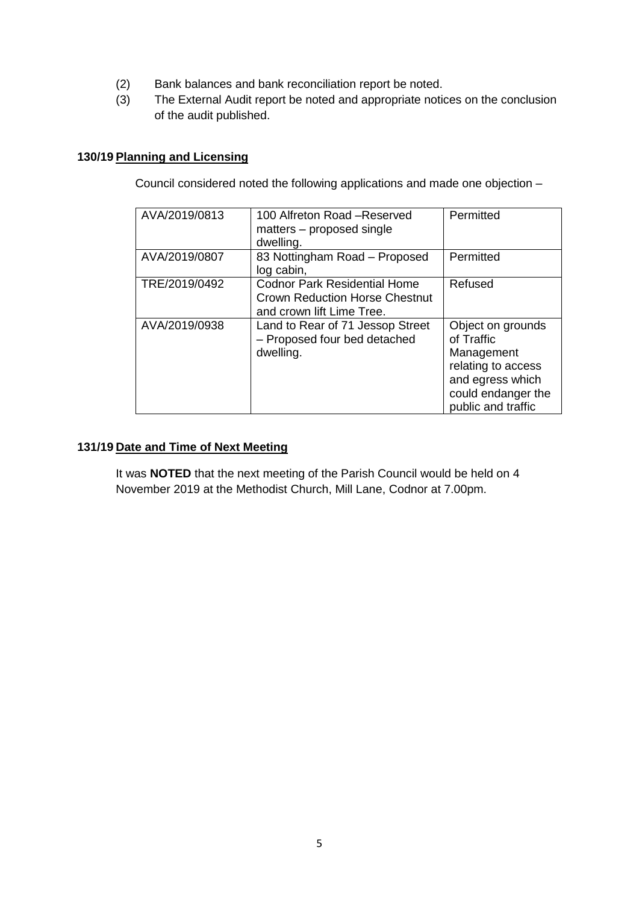(2) Bank balances and bank reconciliation report be noted.

(3) The External Audit report be noted and appropriate notices on the conclusion of the audit published.

## 130/19 Planning and Licensing

Council considered noted the following applications and made one objection –

| | | |
|---|---|---|
| AVA/2019/0813 | 100 Alfreton Road –Reserved matters – proposed single dwelling. | Permitted |
| AVA/2019/0807 | 83 Nottingham Road – Proposed log cabin, | Permitted |
| TRE/2019/0492 | Codnor Park Residential Home Crown Reduction Horse Chestnut and crown lift Lime Tree. | Refused |
| AVA/2019/0938 | Land to Rear of 71 Jessop Street – Proposed four bed detached dwelling. | Object on grounds of Traffic Management relating to access and egress which could endanger the public and traffic |

## 131/19 Date and Time of Next Meeting

It was **NOTED** that the next meeting of the Parish Council would be held on 4 November 2019 at the Methodist Church, Mill Lane, Codnor at 7.00pm.